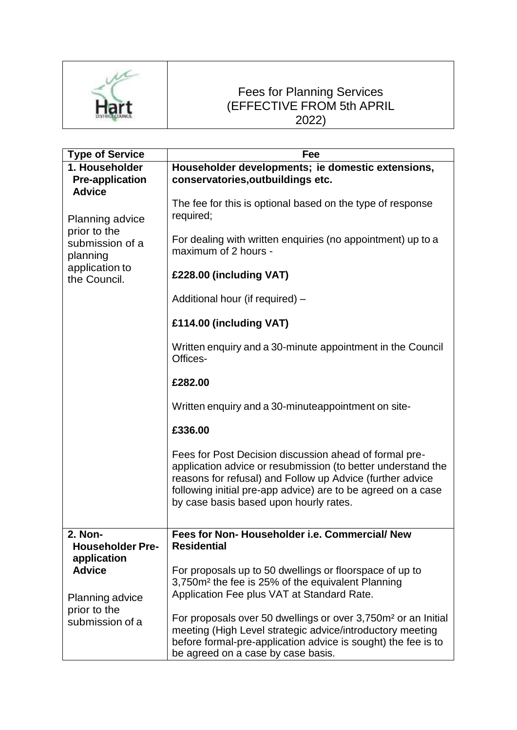# Fees for Planning Services (EFFECTIVE FROM 5th APRIL 2022)

| Type of Service | Fee |
|---|---|
| **1. Householder Pre-application Advice**<br><br>Planning advice prior to the submission of a planning application to the Council. | **Householder developments; ie domestic extensions, conservatories,outbuildings etc.**<br><br>The fee for this is optional based on the type of response required;<br><br>For dealing with written enquiries (no appointment) up to a maximum of 2 hours -<br><br>**£228.00 (including VAT)**<br><br>Additional hour (if required) –<br><br>**£114.00 (including VAT)**<br><br>Written enquiry and a 30-minute appointment in the Council Offices-<br><br>**£282.00**<br><br>Written enquiry and a 30-minuteappointment on site-<br><br>**£336.00**<br><br>Fees for Post Decision discussion ahead of formal pre-application advice or resubmission (to better understand the reasons for refusal) and Follow up Advice (further advice following initial pre-app advice) are to be agreed on a case by case basis based upon hourly rates. |
| **2. Non-Householder Pre-application Advice**<br><br>Planning advice prior to the submission of a | **Fees for Non- Householder i.e. Commercial/ New Residential**<br><br>For proposals up to 50 dwellings or floorspace of up to 3,750m² the fee is 25% of the equivalent Planning Application Fee plus VAT at Standard Rate.<br><br>For proposals over 50 dwellings or over 3,750m² or an Initial meeting (High Level strategic advice/introductory meeting before formal-pre-application advice is sought) the fee is to be agreed on a case by case basis. |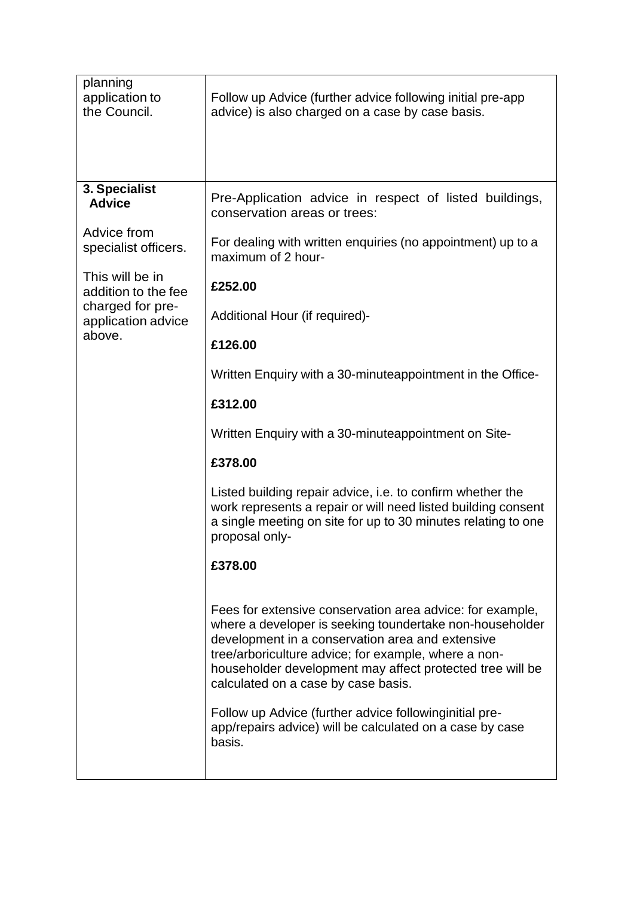| | |
|---|---|
| planning application to the Council. | Follow up Advice (further advice following initial pre-app advice) is also charged on a case by case basis. |
| **3. Specialist Advice**<br><br>Advice from specialist officers.<br><br>This will be in addition to the fee charged for pre-application advice above. | Pre-Application advice in respect of listed buildings, conservation areas or trees:<br><br>For dealing with written enquiries (no appointment) up to a maximum of 2 hour-<br><br>**£252.00**<br><br>Additional Hour (if required)-<br><br>**£126.00**<br><br>Written Enquiry with a 30-minuteappointment in the Office-<br><br>**£312.00**<br><br>Written Enquiry with a 30-minuteappointment on Site-<br><br>**£378.00**<br><br>Listed building repair advice, i.e. to confirm whether the work represents a repair or will need listed building consent a single meeting on site for up to 30 minutes relating to one proposal only-<br><br>**£378.00**<br><br>Fees for extensive conservation area advice: for example, where a developer is seeking toundertake non-householder development in a conservation area and extensive tree/arboriculture advice; for example, where a non-householder development may affect protected tree will be calculated on a case by case basis.<br><br>Follow up Advice (further advice followinginitial pre-app/repairs advice) will be calculated on a case by case basis. |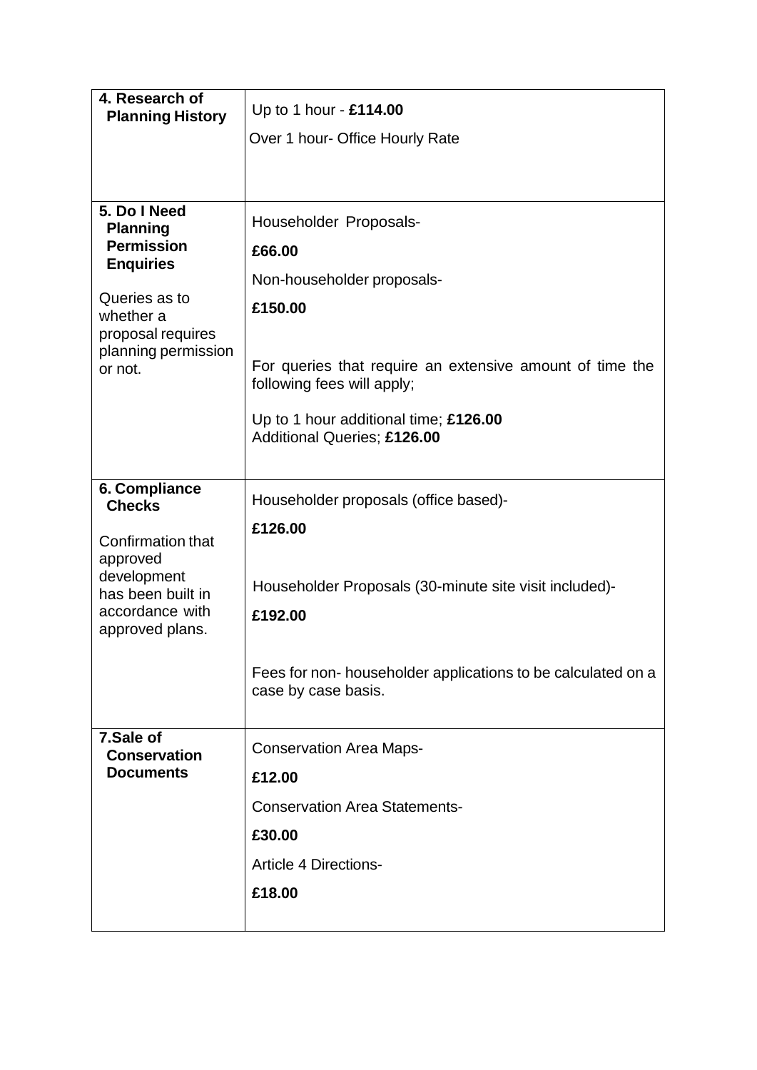| | |
|---|---|
| **4. Research of Planning History** | Up to 1 hour - **£114.00**<br>Over 1 hour- Office Hourly Rate |
| **5. Do I Need Planning Permission Enquiries**<br><br>Queries as to whether a proposal requires planning permission or not. | Householder Proposals-<br>**£66.00**<br>Non-householder proposals-<br>**£150.00**<br><br>For queries that require an extensive amount of time the following fees will apply;<br><br>Up to 1 hour additional time; **£126.00**<br>Additional Queries; **£126.00** |
| **6. Compliance Checks**<br><br>Confirmation that approved development has been built in accordance with approved plans. | Householder proposals (office based)-<br>**£126.00**<br><br>Householder Proposals (30-minute site visit included)-<br>**£192.00**<br><br>Fees for non- householder applications to be calculated on a case by case basis. |
| **7.Sale of Conservation Documents** | Conservation Area Maps-<br>**£12.00**<br>Conservation Area Statements-<br>**£30.00**<br>Article 4 Directions-<br>**£18.00** |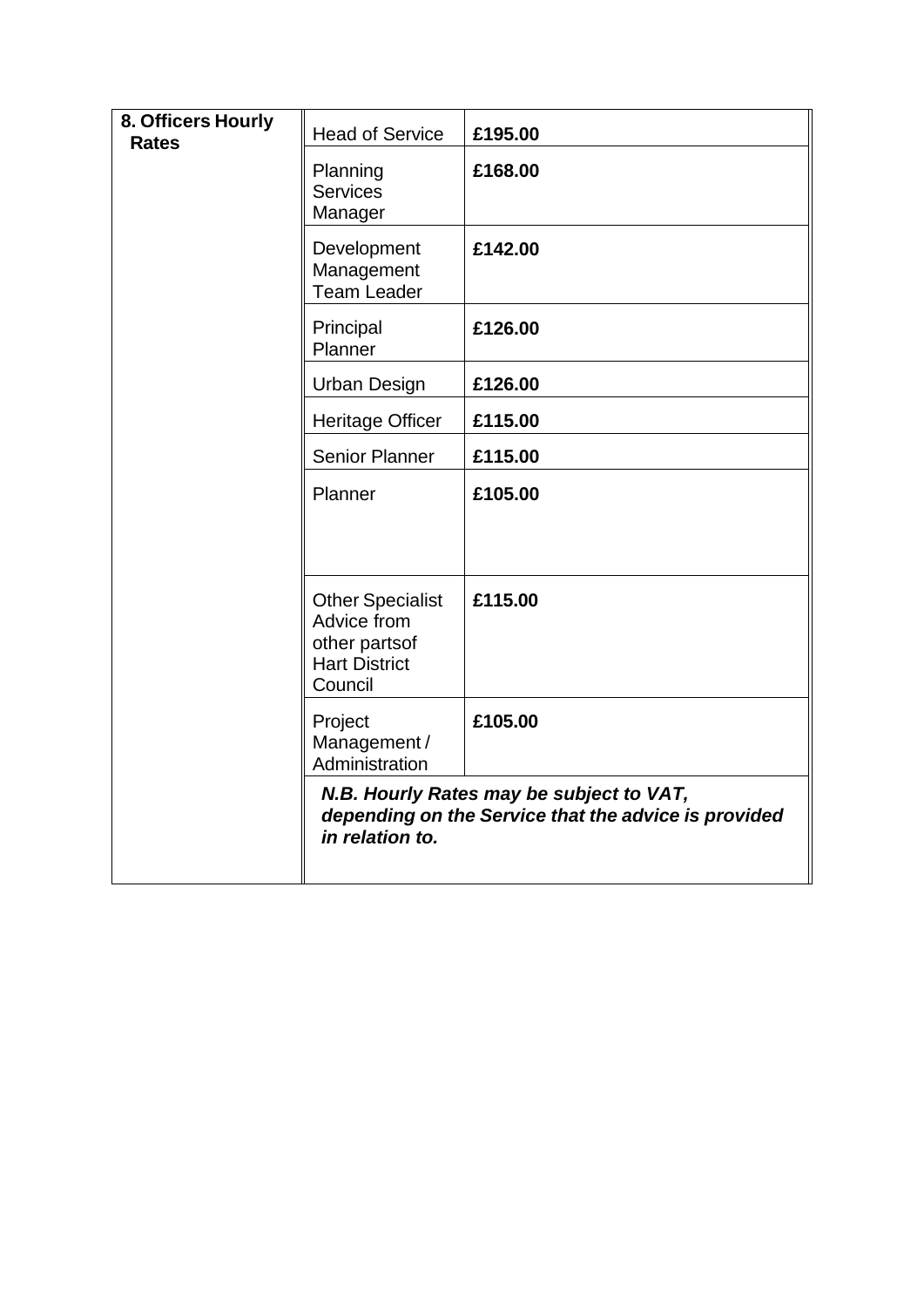| | | |
|---|---|---|
| **8. Officers Hourly Rates** | Head of Service | **£195.00** |
| | Planning Services Manager | **£168.00** |
| | Development Management Team Leader | **£142.00** |
| | Principal Planner | **£126.00** |
| | Urban Design | **£126.00** |
| | Heritage Officer | **£115.00** |
| | Senior Planner | **£115.00** |
| | Planner | **£105.00** |
| | Other Specialist Advice from other partsof Hart District Council | **£115.00** |
| | Project Management / Administration | **£105.00** |
| | ***N.B. Hourly Rates may be subject to VAT, depending on the Service that the advice is provided in relation to.*** | |